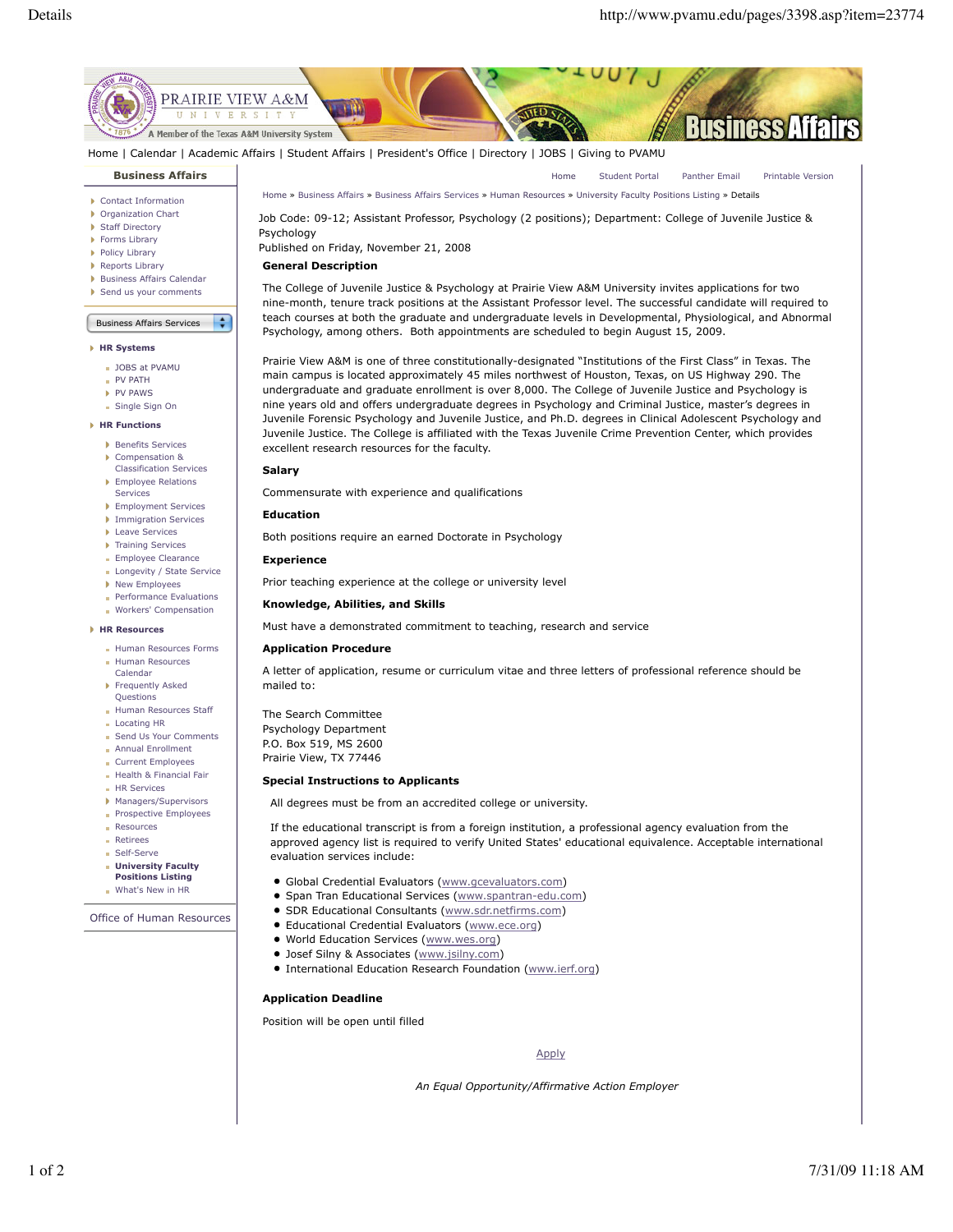Home | Calendar | Academic Affairs | Student Affairs | President's Office | Directory | JOBS | Giving to PVAMU

**Business Affairs**

- Contact Information
- Organization Chart
- Staff Directory
- Forms Library
- Policy Library
- Reports Library
- Business Affairs Calendar
- Send us your comments

Business Affairs Services

**HR Systems**

- JOBS at PVAMU
- PV PATH
- PV PAWS
- Single Sign On

**HR Functions**

- Benefits Services
- Compensation & Classification Services
- Employee Relations Services
- Employment Services
- Immigration Services
- Leave Services
- Training Services
- Employee Clearance
- Longevity / State Service
- New Employees
- Performance Evaluations
- Workers' Compensation

**HR Resources**

- Human Resources Forms
- Human Resources Calendar
- Frequently Asked Questions
- Human Resources Staff
- Locating HR
- Send Us Your Comments
- Annual Enrollment
- Current Employees
- Health & Financial Fair
- HR Services
- Managers/Supervisors
- Prospective Employees
- Resources
- Retirees
- Self-Serve
- **University Faculty Positions Listing**
- What's New in HR

Office of Human Resources

Home | Student Portal | Panther Email | Printable Version

Home » Business Affairs » Business Affairs Services » Human Resources » University Faculty Positions Listing » Details

Job Code: 09-12; Assistant Professor, Psychology (2 positions); Department: College of Juvenile Justice & Psychology
Published on Friday, November 21, 2008

**General Description**

The College of Juvenile Justice & Psychology at Prairie View A&M University invites applications for two nine-month, tenure track positions at the Assistant Professor level. The successful candidate will required to teach courses at both the graduate and undergraduate levels in Developmental, Physiological, and Abnormal Psychology, among others. Both appointments are scheduled to begin August 15, 2009.

Prairie View A&M is one of three constitutionally-designated "Institutions of the First Class" in Texas. The main campus is located approximately 45 miles northwest of Houston, Texas, on US Highway 290. The undergraduate and graduate enrollment is over 8,000. The College of Juvenile Justice and Psychology is nine years old and offers undergraduate degrees in Psychology and Criminal Justice, master's degrees in Juvenile Forensic Psychology and Juvenile Justice, and Ph.D. degrees in Clinical Adolescent Psychology and Juvenile Justice. The College is affiliated with the Texas Juvenile Crime Prevention Center, which provides excellent research resources for the faculty.

**Salary**

Commensurate with experience and qualifications

**Education**

Both positions require an earned Doctorate in Psychology

**Experience**

Prior teaching experience at the college or university level

**Knowledge, Abilities, and Skills**

Must have a demonstrated commitment to teaching, research and service

**Application Procedure**

A letter of application, resume or curriculum vitae and three letters of professional reference should be mailed to:

The Search Committee
Psychology Department
P.O. Box 519, MS 2600
Prairie View, TX 77446

**Special Instructions to Applicants**

All degrees must be from an accredited college or university.

If the educational transcript is from a foreign institution, a professional agency evaluation from the approved agency list is required to verify United States' educational equivalence. Acceptable international evaluation services include:

- Global Credential Evaluators (www.gcevaluators.com)
- Span Tran Educational Services (www.spantran-edu.com)
- SDR Educational Consultants (www.sdr.netfirms.com)
- Educational Credential Evaluators (www.ece.org)
- World Education Services (www.wes.org)
- Josef Silny & Associates (www.jsilny.com)
- International Education Research Foundation (www.ierf.org)

**Application Deadline**

Position will be open until filled

Apply

*An Equal Opportunity/Affirmative Action Employer*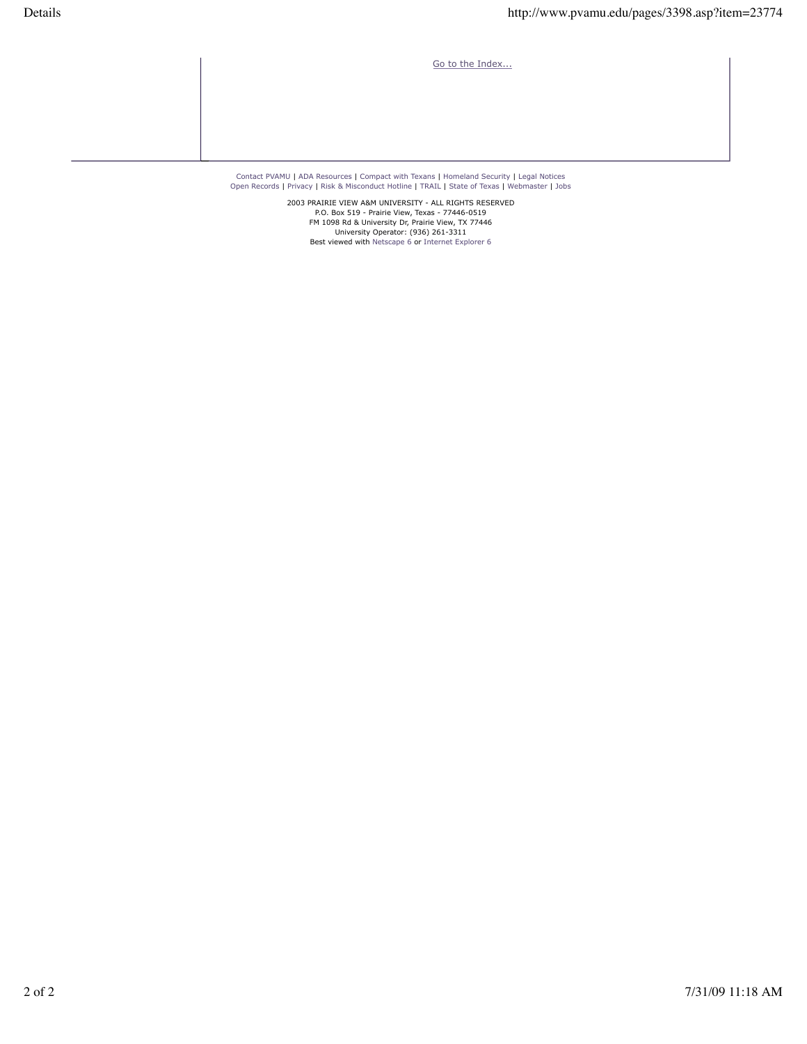Go to the Index...

Contact PVAMU | ADA Resources | Compact with Texans | Homeland Security | Legal Notices
Open Records | Privacy | Risk & Misconduct Hotline | TRAIL | State of Texas | Webmaster | Jobs

2003 PRAIRIE VIEW A&M UNIVERSITY - ALL RIGHTS RESERVED
P.O. Box 519 - Prairie View, Texas - 77446-0519
FM 1098 Rd & University Dr, Prairie View, TX 77446
University Operator: (936) 261-3311
Best viewed with Netscape 6 or Internet Explorer 6